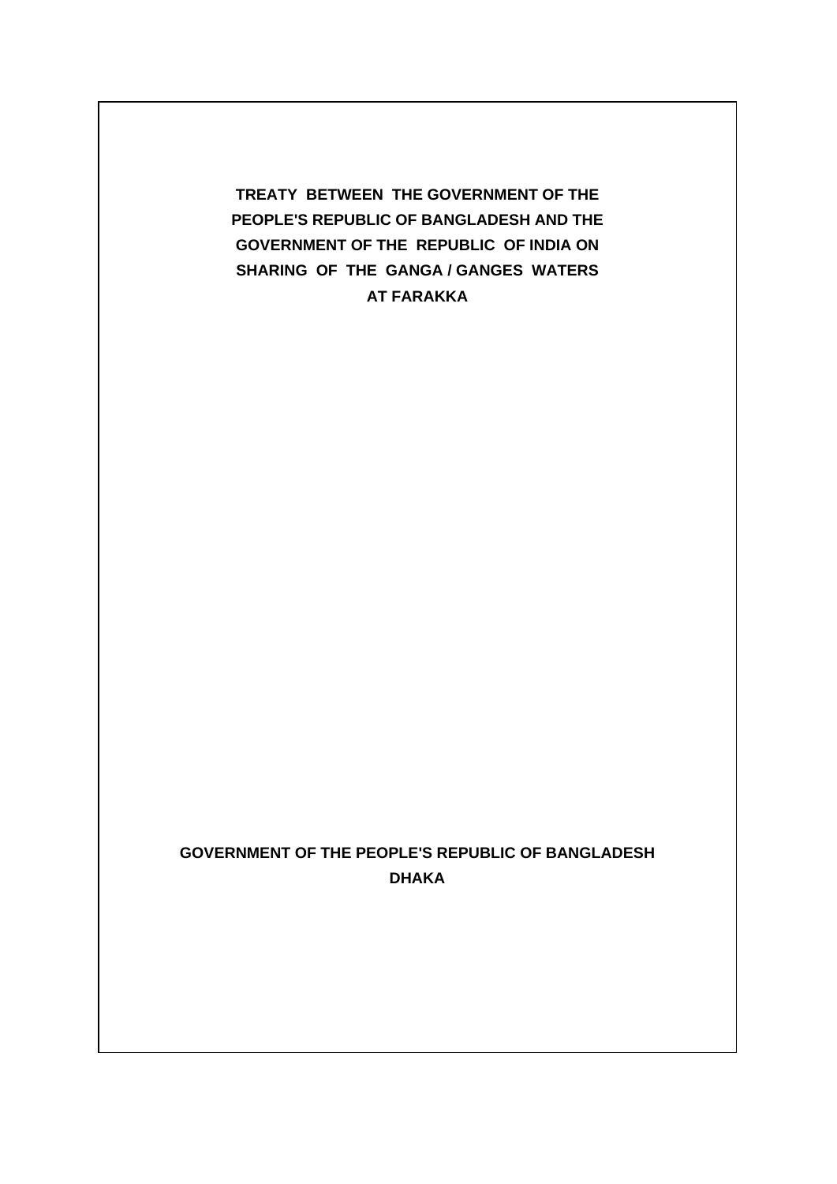# TREATY BETWEEN THE GOVERNMENT OF THE PEOPLE'S REPUBLIC OF BANGLADESH AND THE GOVERNMENT OF THE REPUBLIC OF INDIA ON SHARING OF THE GANGA / GANGES WATERS AT FARAKKA

**GOVERNMENT OF THE PEOPLE'S REPUBLIC OF BANGLADESH**

**DHAKA**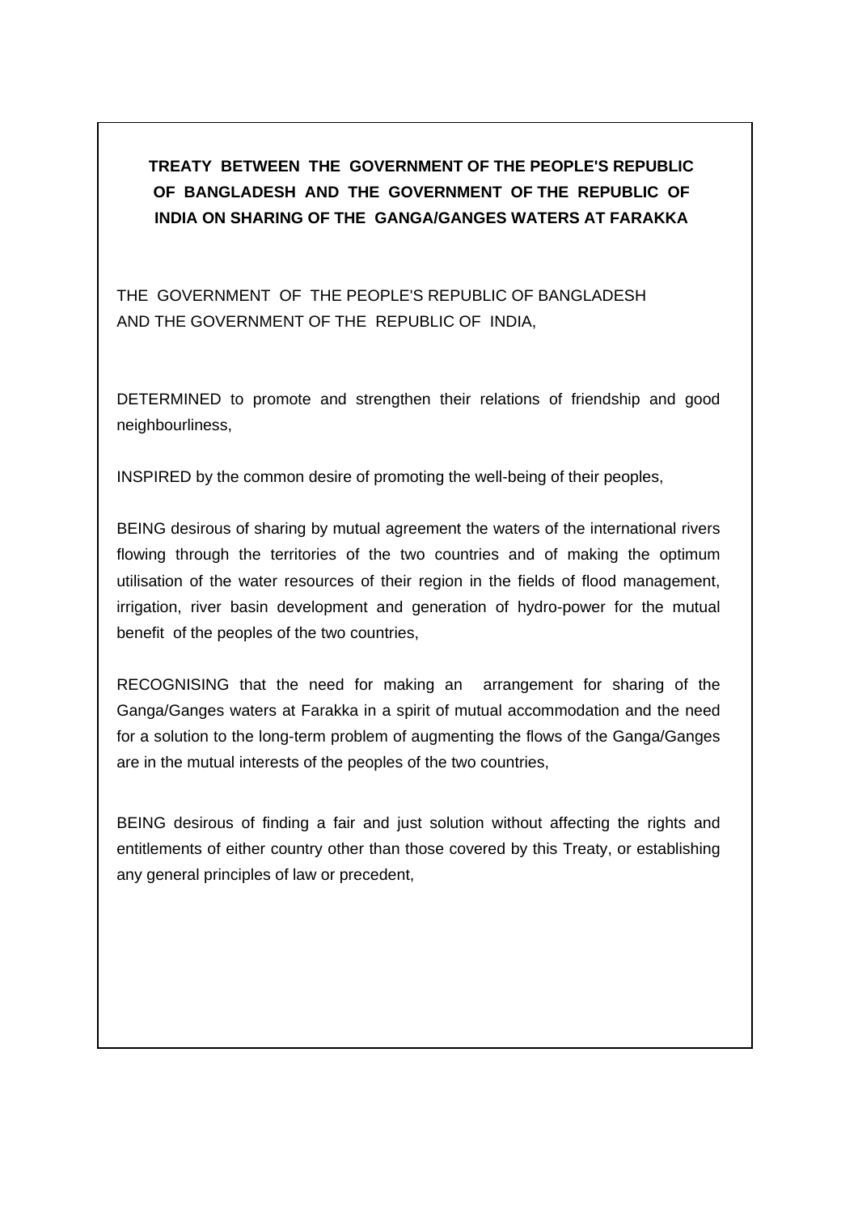**TREATY BETWEEN THE GOVERNMENT OF THE PEOPLE'S REPUBLIC OF BANGLADESH AND THE GOVERNMENT OF THE REPUBLIC OF INDIA ON SHARING OF THE GANGA/GANGES WATERS AT FARAKKA**

THE GOVERNMENT OF THE PEOPLE'S REPUBLIC OF BANGLADESH AND THE GOVERNMENT OF THE REPUBLIC OF INDIA,

DETERMINED to promote and strengthen their relations of friendship and good neighbourliness,

INSPIRED by the common desire of promoting the well-being of their peoples,

BEING desirous of sharing by mutual agreement the waters of the international rivers flowing through the territories of the two countries and of making the optimum utilisation of the water resources of their region in the fields of flood management, irrigation, river basin development and generation of hydro-power for the mutual benefit of the peoples of the two countries,

RECOGNISING that the need for making an arrangement for sharing of the Ganga/Ganges waters at Farakka in a spirit of mutual accommodation and the need for a solution to the long-term problem of augmenting the flows of the Ganga/Ganges are in the mutual interests of the peoples of the two countries,

BEING desirous of finding a fair and just solution without affecting the rights and entitlements of either country other than those covered by this Treaty, or establishing any general principles of law or precedent,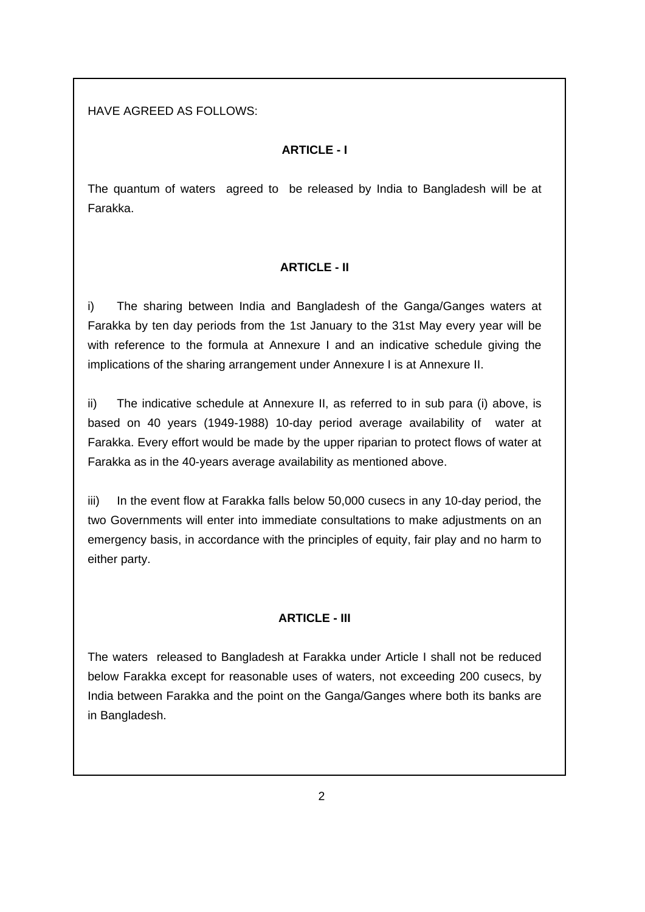HAVE AGREED AS FOLLOWS:

## ARTICLE - I

The quantum of waters agreed to be released by India to Bangladesh will be at Farakka.

## ARTICLE - II

i) The sharing between India and Bangladesh of the Ganga/Ganges waters at Farakka by ten day periods from the 1st January to the 31st May every year will be with reference to the formula at Annexure I and an indicative schedule giving the implications of the sharing arrangement under Annexure I is at Annexure II.

ii) The indicative schedule at Annexure II, as referred to in sub para (i) above, is based on 40 years (1949-1988) 10-day period average availability of water at Farakka. Every effort would be made by the upper riparian to protect flows of water at Farakka as in the 40-years average availability as mentioned above.

iii) In the event flow at Farakka falls below 50,000 cusecs in any 10-day period, the two Governments will enter into immediate consultations to make adjustments on an emergency basis, in accordance with the principles of equity, fair play and no harm to either party.

## ARTICLE - III

The waters released to Bangladesh at Farakka under Article I shall not be reduced below Farakka except for reasonable uses of waters, not exceeding 200 cusecs, by India between Farakka and the point on the Ganga/Ganges where both its banks are in Bangladesh.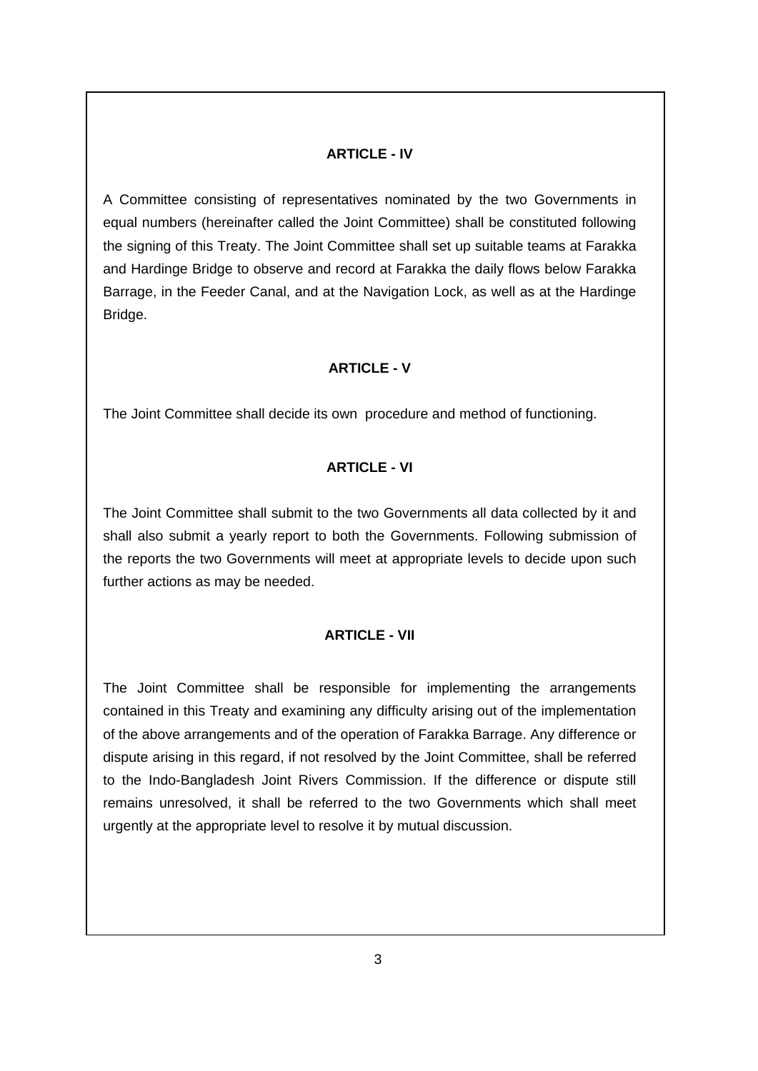**ARTICLE - IV**

A Committee consisting of representatives nominated by the two Governments in equal numbers (hereinafter called the Joint Committee) shall be constituted following the signing of this Treaty. The Joint Committee shall set up suitable teams at Farakka and Hardinge Bridge to observe and record at Farakka the daily flows below Farakka Barrage, in the Feeder Canal, and at the Navigation Lock, as well as at the Hardinge Bridge.

**ARTICLE - V**

The Joint Committee shall decide its own procedure and method of functioning.

**ARTICLE - VI**

The Joint Committee shall submit to the two Governments all data collected by it and shall also submit a yearly report to both the Governments. Following submission of the reports the two Governments will meet at appropriate levels to decide upon such further actions as may be needed.

**ARTICLE - VII**

The Joint Committee shall be responsible for implementing the arrangements contained in this Treaty and examining any difficulty arising out of the implementation of the above arrangements and of the operation of Farakka Barrage. Any difference or dispute arising in this regard, if not resolved by the Joint Committee, shall be referred to the Indo-Bangladesh Joint Rivers Commission. If the difference or dispute still remains unresolved, it shall be referred to the two Governments which shall meet urgently at the appropriate level to resolve it by mutual discussion.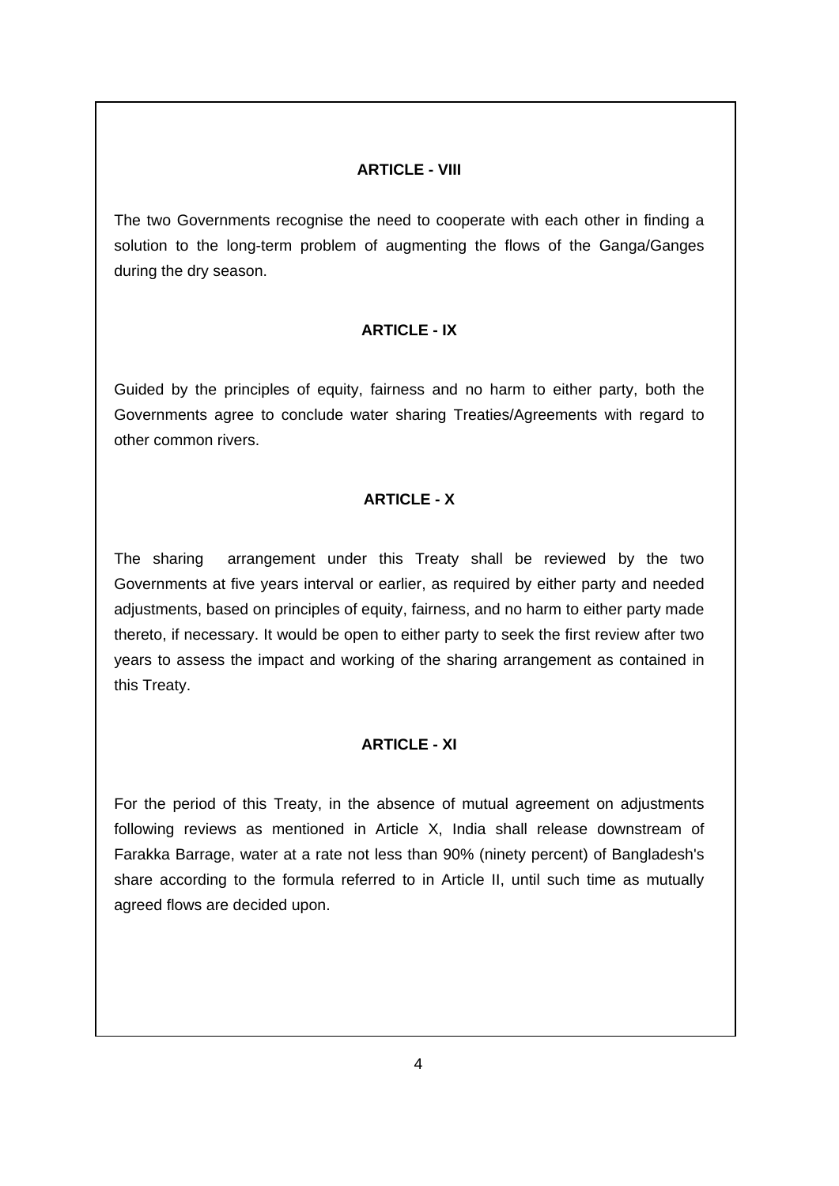**ARTICLE - VIII**

The two Governments recognise the need to cooperate with each other in finding a solution to the long-term problem of augmenting the flows of the Ganga/Ganges during the dry season.

**ARTICLE - IX**

Guided by the principles of equity, fairness and no harm to either party, both the Governments agree to conclude water sharing Treaties/Agreements with regard to other common rivers.

**ARTICLE - X**

The sharing arrangement under this Treaty shall be reviewed by the two Governments at five years interval or earlier, as required by either party and needed adjustments, based on principles of equity, fairness, and no harm to either party made thereto, if necessary. It would be open to either party to seek the first review after two years to assess the impact and working of the sharing arrangement as contained in this Treaty.

**ARTICLE - XI**

For the period of this Treaty, in the absence of mutual agreement on adjustments following reviews as mentioned in Article X, India shall release downstream of Farakka Barrage, water at a rate not less than 90% (ninety percent) of Bangladesh's share according to the formula referred to in Article II, until such time as mutually agreed flows are decided upon.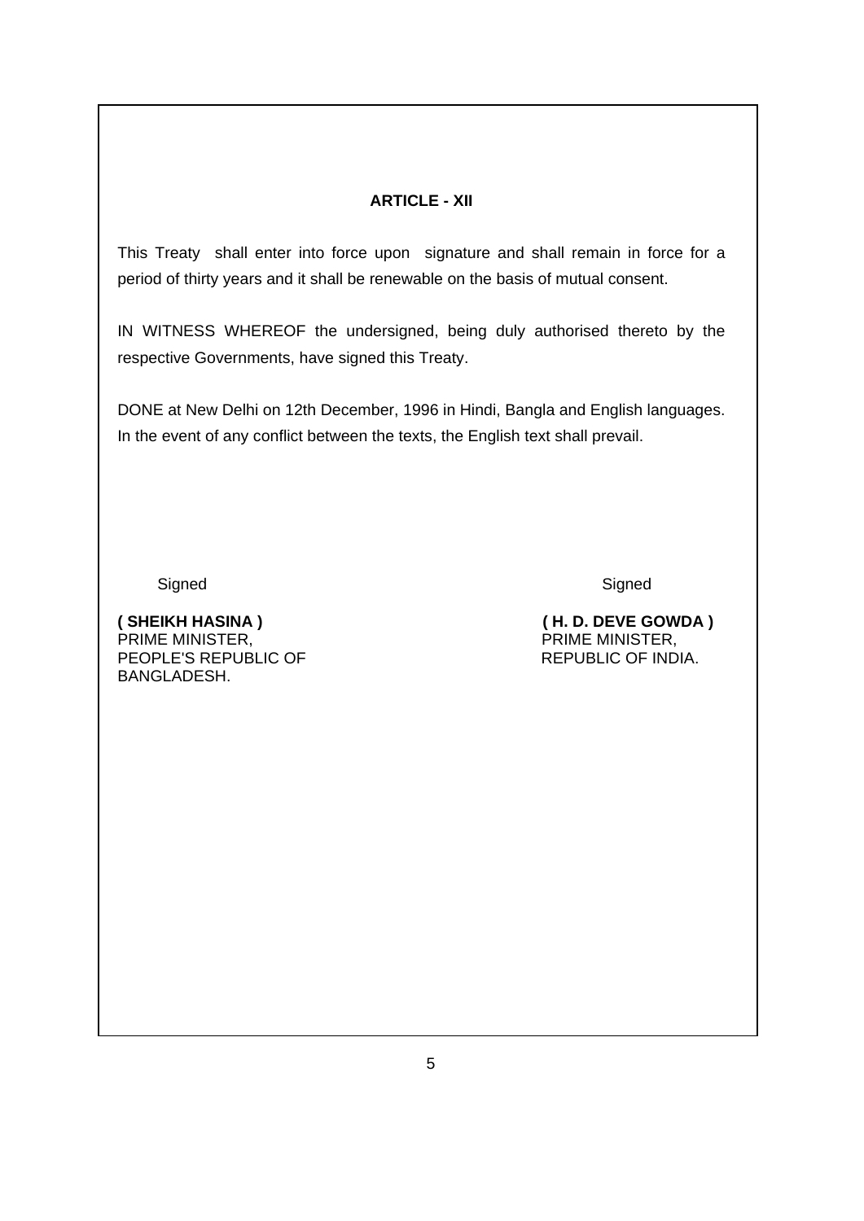## ARTICLE - XII

This Treaty shall enter into force upon signature and shall remain in force for a period of thirty years and it shall be renewable on the basis of mutual consent.

IN WITNESS WHEREOF the undersigned, being duly authorised thereto by the respective Governments, have signed this Treaty.

DONE at New Delhi on 12th December, 1996 in Hindi, Bangla and English languages. In the event of any conflict between the texts, the English text shall prevail.

Signed

**( SHEIKH HASINA )**
PRIME MINISTER,
PEOPLE'S REPUBLIC OF
BANGLADESH.

Signed

**( H. D. DEVE GOWDA )**
PRIME MINISTER,
REPUBLIC OF INDIA.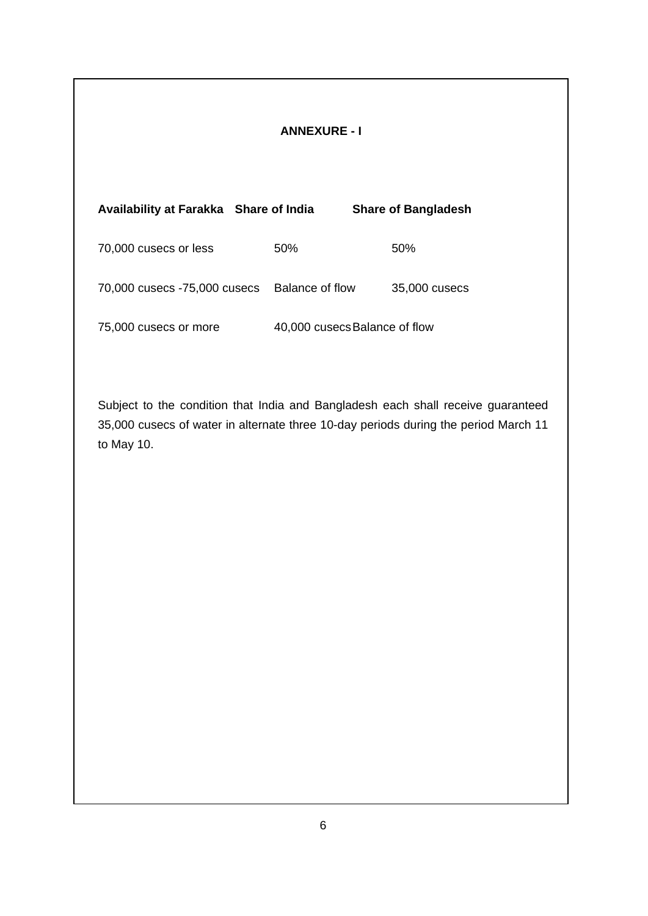## ANNEXURE - I

| Availability at Farakka | Share of India | Share of Bangladesh |
| --- | --- | --- |
| 70,000 cusecs or less | 50% | 50% |
| 70,000 cusecs -75,000 cusecs | Balance of flow | 35,000 cusecs |
| 75,000 cusecs or more | 40,000 cusecs | Balance of flow |

Subject to the condition that India and Bangladesh each shall receive guaranteed 35,000 cusecs of water in alternate three 10-day periods during the period March 11 to May 10.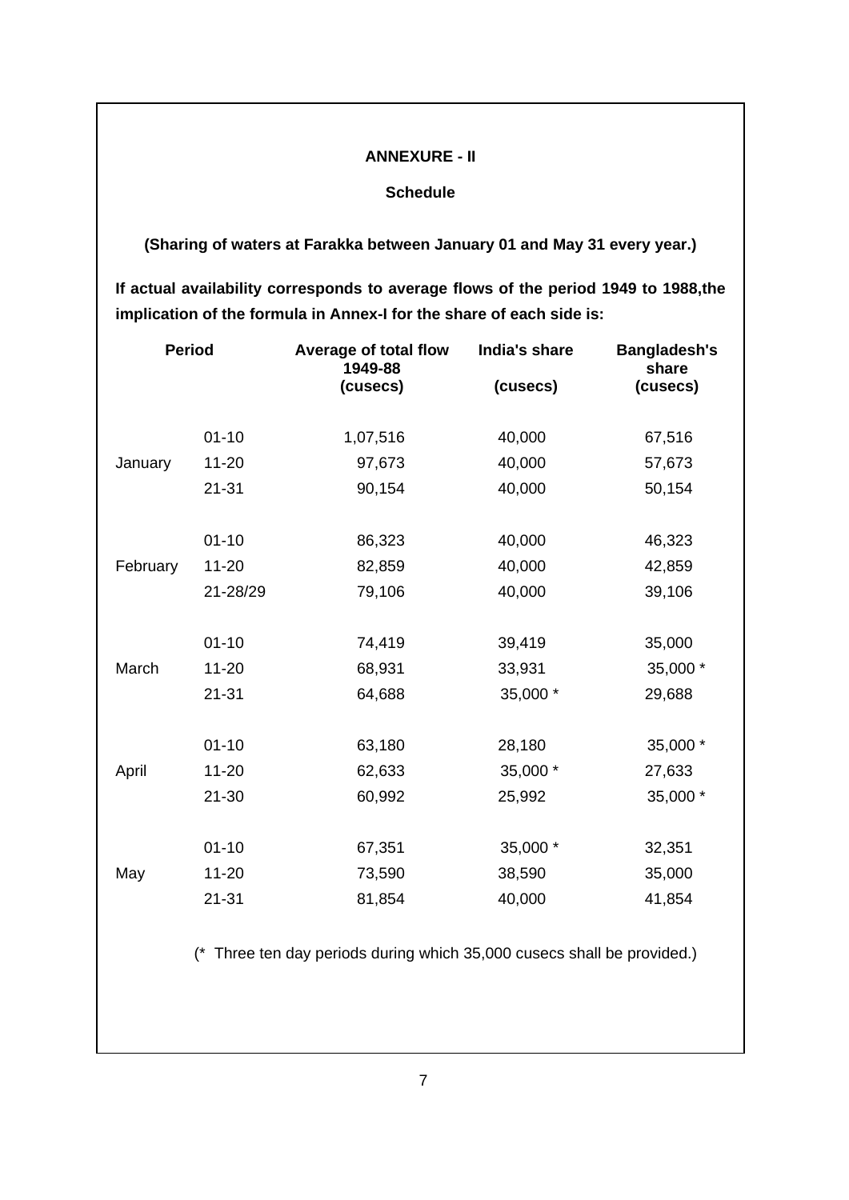**ANNEXURE - II**

**Schedule**

**(Sharing of waters at Farakka between January 01 and May 31 every year.)**

**If actual availability corresponds to average flows of the period 1949 to 1988,the implication of the formula in Annex-I for the share of each side is:**

| Period | | Average of total flow 1949-88 (cusecs) | India's share (cusecs) | Bangladesh's share (cusecs) |
|---|---|---|---|---|
| | 01-10 | 1,07,516 | 40,000 | 67,516 |
| January | 11-20 | 97,673 | 40,000 | 57,673 |
| | 21-31 | 90,154 | 40,000 | 50,154 |
| | 01-10 | 86,323 | 40,000 | 46,323 |
| February | 11-20 | 82,859 | 40,000 | 42,859 |
| | 21-28/29 | 79,106 | 40,000 | 39,106 |
| | 01-10 | 74,419 | 39,419 | 35,000 |
| March | 11-20 | 68,931 | 33,931 | 35,000 * |
| | 21-31 | 64,688 | 35,000 * | 29,688 |
| | 01-10 | 63,180 | 28,180 | 35,000 * |
| April | 11-20 | 62,633 | 35,000 * | 27,633 |
| | 21-30 | 60,992 | 25,992 | 35,000 * |
| | 01-10 | 67,351 | 35,000 * | 32,351 |
| May | 11-20 | 73,590 | 38,590 | 35,000 |
| | 21-31 | 81,854 | 40,000 | 41,854 |

(* Three ten day periods during which 35,000 cusecs shall be provided.)